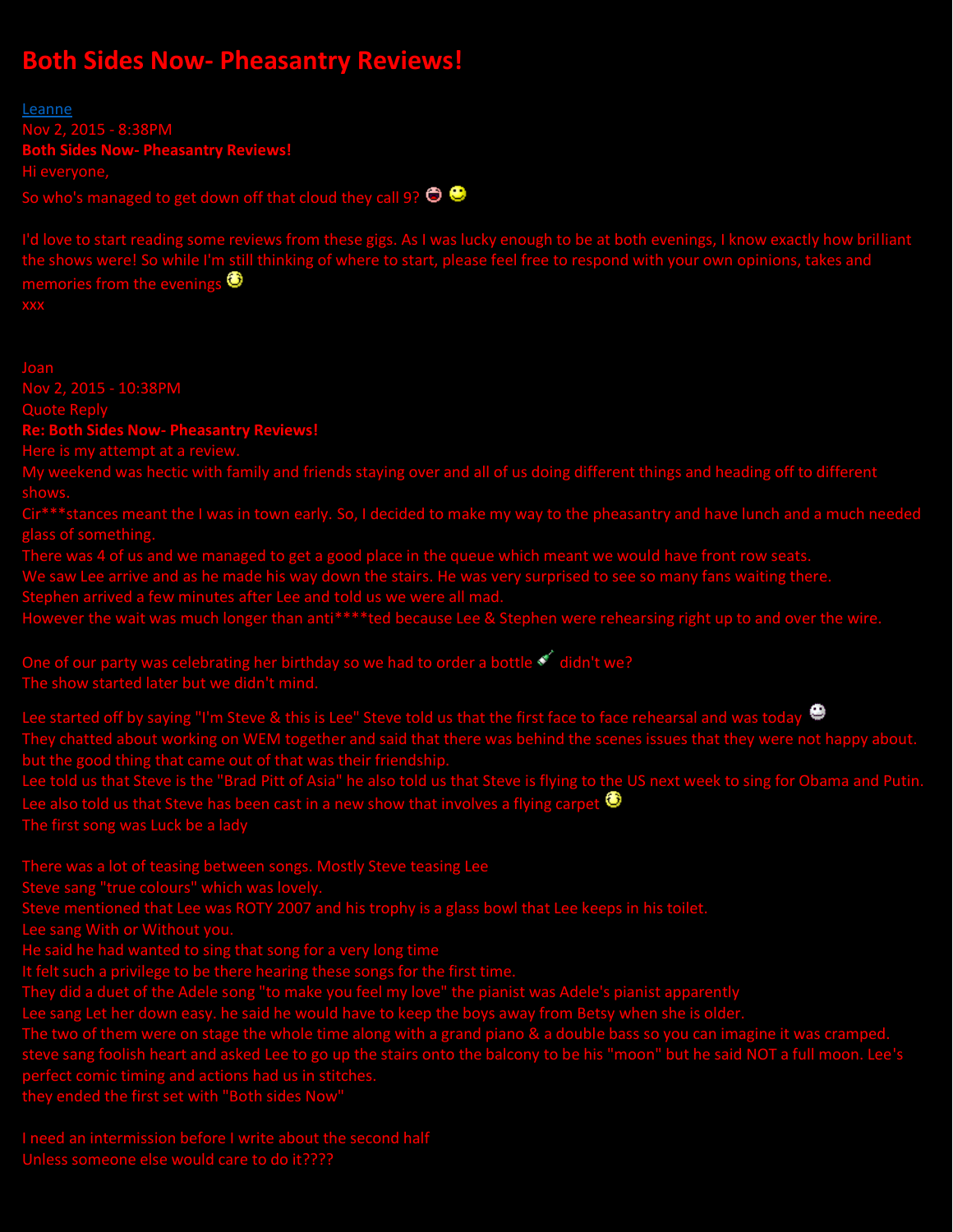# Both Sides Now- Pheasantry Reviews!

Leanne
Nov 2, 2015 - 8:38PM
**Both Sides Now- Pheasantry Reviews!**
Hi everyone,
So who's managed to get down off that cloud they call 9?

I'd love to start reading some reviews from these gigs. As I was lucky enough to be at both evenings, I know exactly how brilliant the shows were! So while I'm still thinking of where to start, please feel free to respond with your own opinions, takes and memories from the evenings
xxx

Joan
Nov 2, 2015 - 10:38PM
Quote Reply
**Re: Both Sides Now- Pheasantry Reviews!**
Here is my attempt at a review.
My weekend was hectic with family and friends staying over and all of us doing different things and heading off to different shows.
Cir***stances meant the I was in town early. So, I decided to make my way to the pheasantry and have lunch and a much needed glass of something.
There was 4 of us and we managed to get a good place in the queue which meant we would have front row seats.
We saw Lee arrive and as he made his way down the stairs. He was very surprised to see so many fans waiting there.
Stephen arrived a few minutes after Lee and told us we were all mad.
However the wait was much longer than anti****ted because Lee & Stephen were rehearsing right up to and over the wire.

One of our party was celebrating her birthday so we had to order a bottle didn't we?
The show started later but we didn't mind.

Lee started off by saying "I'm Steve & this is Lee" Steve told us that the first face to face rehearsal and was today
They chatted about working on WEM together and said that there was behind the scenes issues that they were not happy about. but the good thing that came out of that was their friendship.
Lee told us that Steve is the "Brad Pitt of Asia" he also told us that Steve is flying to the US next week to sing for Obama and Putin.
Lee also told us that Steve has been cast in a new show that involves a flying carpet
The first song was Luck be a lady

There was a lot of teasing between songs. Mostly Steve teasing Lee
Steve sang "true colours" which was lovely.
Steve mentioned that Lee was ROTY 2007 and his trophy is a glass bowl that Lee keeps in his toilet.
Lee sang With or Without you.
He said he had wanted to sing that song for a very long time
It felt such a privilege to be there hearing these songs for the first time.
They did a duet of the Adele song "to make you feel my love" the pianist was Adele's pianist apparently
Lee sang Let her down easy. he said he would have to keep the boys away from Betsy when she is older.
The two of them were on stage the whole time along with a grand piano & a double bass so you can imagine it was cramped.
steve sang foolish heart and asked Lee to go up the stairs onto the balcony to be his "moon" but he said NOT a full moon. Lee's perfect comic timing and actions had us in stitches.
they ended the first set with "Both sides Now"

I need an intermission before I write about the second half
Unless someone else would care to do it????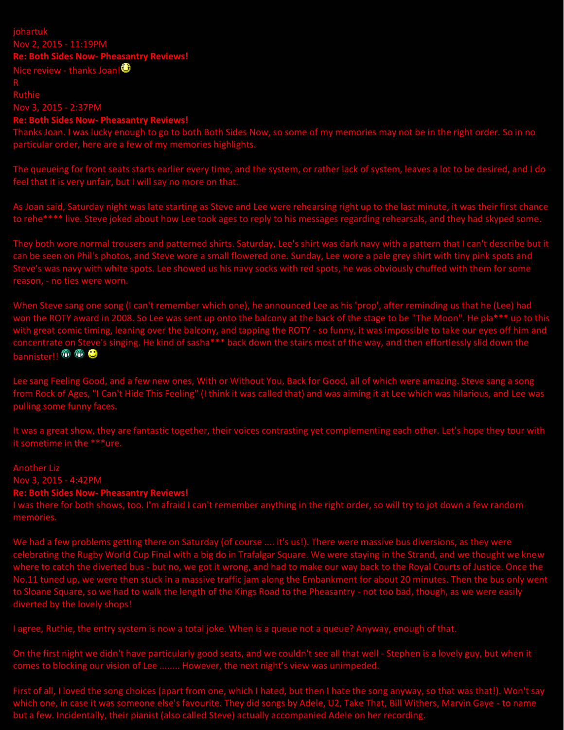johartuk
Nov 2, 2015 - 11:19PM
**Re: Both Sides Now- Pheasantry Reviews!**
Nice review - thanks Joan!
R
Ruthie
Nov 3, 2015 - 2:37PM
**Re: Both Sides Now- Pheasantry Reviews!**
Thanks Joan. I was lucky enough to go to both Both Sides Now, so some of my memories may not be in the right order. So in no particular order, here are a few of my memories highlights.

The queueing for front seats starts earlier every time, and the system, or rather lack of system, leaves a lot to be desired, and I do feel that it is very unfair, but I will say no more on that.

As Joan said, Saturday night was late starting as Steve and Lee were rehearsing right up to the last minute, it was their first chance to rehe**** live. Steve joked about how Lee took ages to reply to his messages regarding rehearsals, and they had skyped some.

They both wore normal trousers and patterned shirts. Saturday, Lee's shirt was dark navy with a pattern that I can't describe but it can be seen on Phil's photos, and Steve wore a small flowered one. Sunday, Lee wore a pale grey shirt with tiny pink spots and Steve's was navy with white spots. Lee showed us his navy socks with red spots, he was obviously chuffed with them for some reason, - no ties were worn.

When Steve sang one song (I can't remember which one), he announced Lee as his 'prop', after reminding us that he (Lee) had won the ROTY award in 2008. So Lee was sent up onto the balcony at the back of the stage to be "The Moon". He pla*** up to this with great comic timing, leaning over the balcony, and tapping the ROTY - so funny, it was impossible to take our eyes off him and concentrate on Steve's singing. He kind of sasha*** back down the stairs most of the way, and then effortlessly slid down the bannister!!

Lee sang Feeling Good, and a few new ones, With or Without You, Back for Good, all of which were amazing. Steve sang a song from Rock of Ages, "I Can't Hide This Feeling" (I think it was called that) and was aiming it at Lee which was hilarious, and Lee was pulling some funny faces.

It was a great show, they are fantastic together, their voices contrasting yet complementing each other. Let's hope they tour with it sometime in the ***ure.

Another Liz
Nov 3, 2015 - 4:42PM
**Re: Both Sides Now- Pheasantry Reviews!**
I was there for both shows, too. I'm afraid I can't remember anything in the right order, so will try to jot down a few random memories.

We had a few problems getting there on Saturday (of course .... it's us!). There were massive bus diversions, as they were celebrating the Rugby World Cup Final with a big do in Trafalgar Square. We were staying in the Strand, and we thought we knew where to catch the diverted bus - but no, we got it wrong, and had to make our way back to the Royal Courts of Justice. Once the No.11 tuned up, we were then stuck in a massive traffic jam along the Embankment for about 20 minutes. Then the bus only went to Sloane Square, so we had to walk the length of the Kings Road to the Pheasantry - not too bad, though, as we were easily diverted by the lovely shops!

I agree, Ruthie, the entry system is now a total joke. When is a queue not a queue? Anyway, enough of that.

On the first night we didn't have particularly good seats, and we couldn't see all that well - Stephen is a lovely guy, but when it comes to blocking our vision of Lee ........ However, the next night's view was unimpeded.

First of all, I loved the song choices (apart from one, which I hated, but then I hate the song anyway, so that was that!). Won't say which one, in case it was someone else's favourite. They did songs by Adele, U2, Take That, Bill Withers, Marvin Gaye - to name but a few. Incidentally, their pianist (also called Steve) actually accompanied Adele on her recording.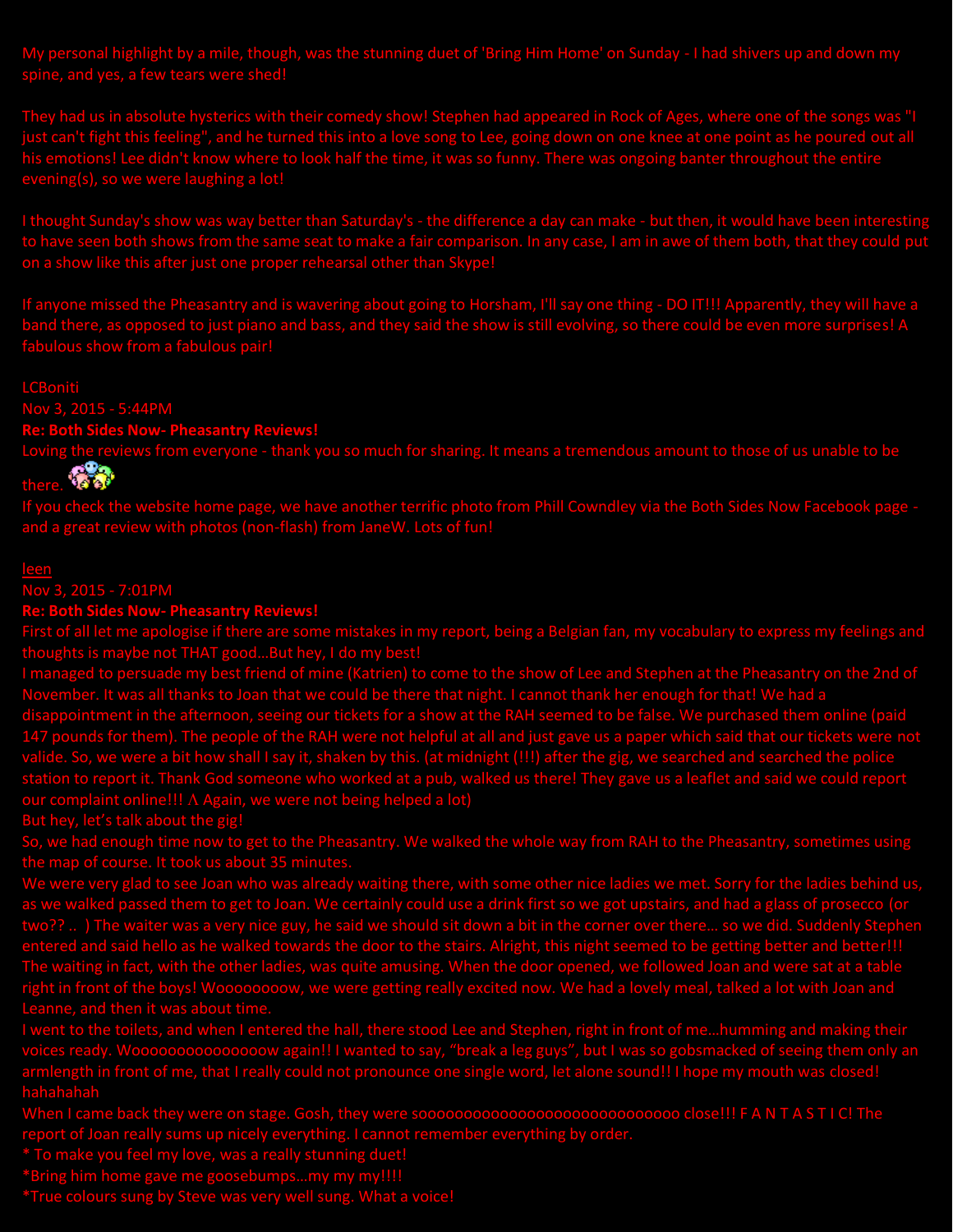My personal highlight by a mile, though, was the stunning duet of 'Bring Him Home' on Sunday - I had shivers up and down my spine, and yes, a few tears were shed!

They had us in absolute hysterics with their comedy show! Stephen had appeared in Rock of Ages, where one of the songs was "I just can't fight this feeling", and he turned this into a love song to Lee, going down on one knee at one point as he poured out all his emotions! Lee didn't know where to look half the time, it was so funny. There was ongoing banter throughout the entire evening(s), so we were laughing a lot!

I thought Sunday's show was way better than Saturday's - the difference a day can make - but then, it would have been interesting to have seen both shows from the same seat to make a fair comparison. In any case, I am in awe of them both, that they could put on a show like this after just one proper rehearsal other than Skype!

If anyone missed the Pheasantry and is wavering about going to Horsham, I'll say one thing - DO IT!!! Apparently, they will have a band there, as opposed to just piano and bass, and they said the show is still evolving, so there could be even more surprises! A fabulous show from a fabulous pair!

LCBoniti
Nov 3, 2015 - 5:44PM
**Re: Both Sides Now- Pheasantry Reviews!**
Loving the reviews from everyone - thank you so much for sharing. It means a tremendous amount to those of us unable to be there.
If you check the website home page, we have another terrific photo from Phill Cowndley via the Both Sides Now Facebook page - and a great review with photos (non-flash) from JaneW. Lots of fun!

leen
Nov 3, 2015 - 7:01PM
**Re: Both Sides Now- Pheasantry Reviews!**
First of all let me apologise if there are some mistakes in my report, being a Belgian fan, my vocabulary to express my feelings and thoughts is maybe not THAT good…But hey, I do my best!
I managed to persuade my best friend of mine (Katrien) to come to the show of Lee and Stephen at the Pheasantry on the 2nd of November. It was all thanks to Joan that we could be there that night. I cannot thank her enough for that! We had a disappointment in the afternoon, seeing our tickets for a show at the RAH seemed to be false. We purchased them online (paid 147 pounds for them). The people of the RAH were not helpful at all and just gave us a paper which said that our tickets were not valide. So, we were a bit how shall I say it, shaken by this. (at midnight (!!!) after the gig, we searched and searched the police station to report it. Thank God someone who worked at a pub, walked us there! They gave us a leaflet and said we could report our complaint online!!! Λ Again, we were not being helped a lot)
But hey, let's talk about the gig!
So, we had enough time now to get to the Pheasantry. We walked the whole way from RAH to the Pheasantry, sometimes using the map of course. It took us about 35 minutes.
We were very glad to see Joan who was already waiting there, with some other nice ladies we met. Sorry for the ladies behind us, as we walked passed them to get to Joan. We certainly could use a drink first so we got upstairs, and had a glass of prosecco (or two?? .. ) The waiter was a very nice guy, he said we should sit down a bit in the corner over there… so we did. Suddenly Stephen entered and said hello as he walked towards the door to the stairs. Alright, this night seemed to be getting better and better!!! The waiting in fact, with the other ladies, was quite amusing. When the door opened, we followed Joan and were sat at a table right in front of the boys! Wooooooooow, we were getting really excited now. We had a lovely meal, talked a lot with Joan and Leanne, and then it was about time.
I went to the toilets, and when I entered the hall, there stood Lee and Stephen, right in front of me…humming and making their voices ready. Wooooooooooooooow again!! I wanted to say, "break a leg guys", but I was so gobsmacked of seeing them only an armlength in front of me, that I really could not pronounce one single word, let alone sound!! I hope my mouth was closed! hahahahah
When I came back they were on stage. Gosh, they were sooooooooooooooooooooooooooooo close!!! F A N T A S T I C! The report of Joan really sums up nicely everything. I cannot remember everything by order.
* To make you feel my love, was a really stunning duet!
*Bring him home gave me goosebumps…my my my!!!!
*True colours sung by Steve was very well sung. What a voice!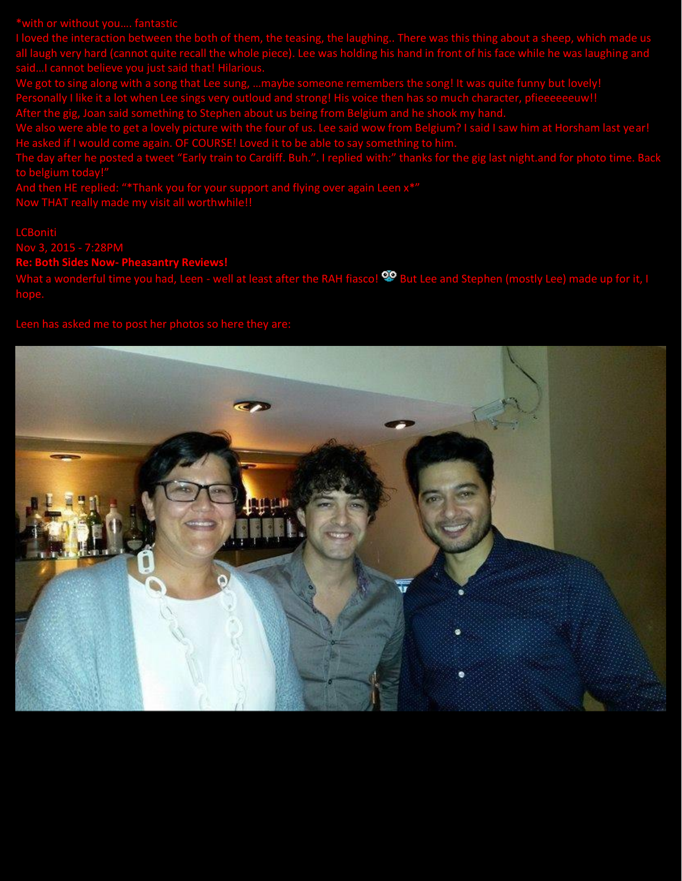*with or without you…. fantastic

I loved the interaction between the both of them, the teasing, the laughing.. There was this thing about a sheep, which made us all laugh very hard (cannot quite recall the whole piece). Lee was holding his hand in front of his face while he was laughing and said…I cannot believe you just said that! Hilarious.

We got to sing along with a song that Lee sung, …maybe someone remembers the song! It was quite funny but lovely!

Personally I like it a lot when Lee sings very outloud and strong! His voice then has so much character, pfieeeeeeuw!!

After the gig, Joan said something to Stephen about us being from Belgium and he shook my hand.

We also were able to get a lovely picture with the four of us. Lee said wow from Belgium? I said I saw him at Horsham last year! He asked if I would come again. OF COURSE! Loved it to be able to say something to him.

The day after he posted a tweet "Early train to Cardiff. Buh.". I replied with:" thanks for the gig last night.and for photo time. Back to belgium today!"

And then HE replied: "*Thank you for your support and flying over again Leen x*"

Now THAT really made my visit all worthwhile!!

LCBoniti

Nov 3, 2015 - 7:28PM

**Re: Both Sides Now- Pheasantry Reviews!**

What a wonderful time you had, Leen - well at least after the RAH fiasco! But Lee and Stephen (mostly Lee) made up for it, I hope.

Leen has asked me to post her photos so here they are: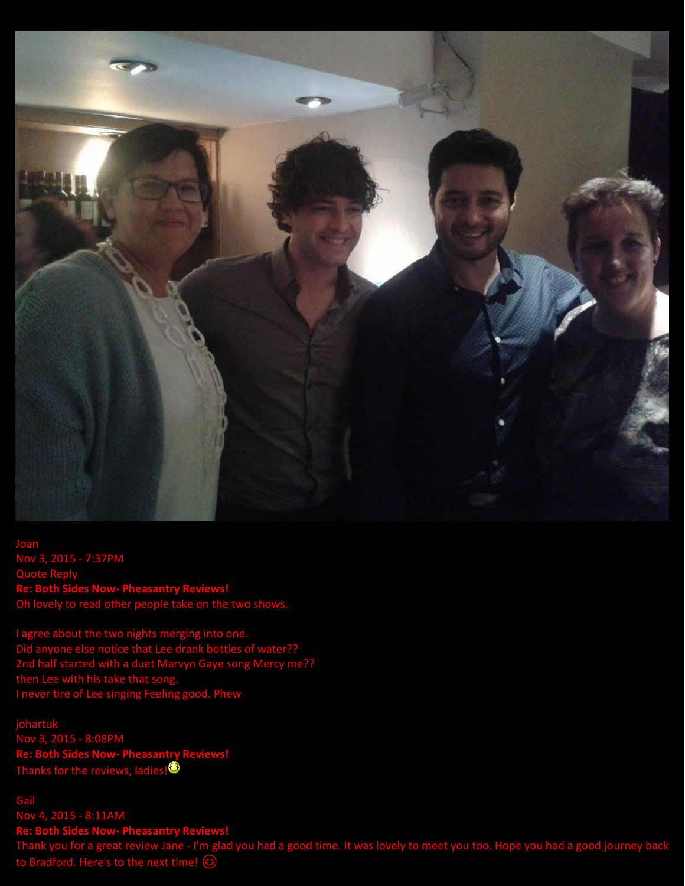Joan
Nov 3, 2015 - 7:37PM
Quote Reply
**Re: Both Sides Now- Pheasantry Reviews!**
Oh lovely to read other people take on the two shows.

I agree about the two nights merging into one.
Did anyone else notice that Lee drank bottles of water??
2nd half started with a duet Marvyn Gaye song Mercy me??
then Lee with his take that song.
I never tire of Lee singing Feeling good. Phew

johartuk
Nov 3, 2015 - 8:08PM
**Re: Both Sides Now- Pheasantry Reviews!**
Thanks for the reviews, ladies!

Gail
Nov 4, 2015 - 8:11AM
**Re: Both Sides Now- Pheasantry Reviews!**
Thank you for a great review Jane - I'm glad you had a good time. It was lovely to meet you too. Hope you had a good journey back to Bradford. Here's to the next time!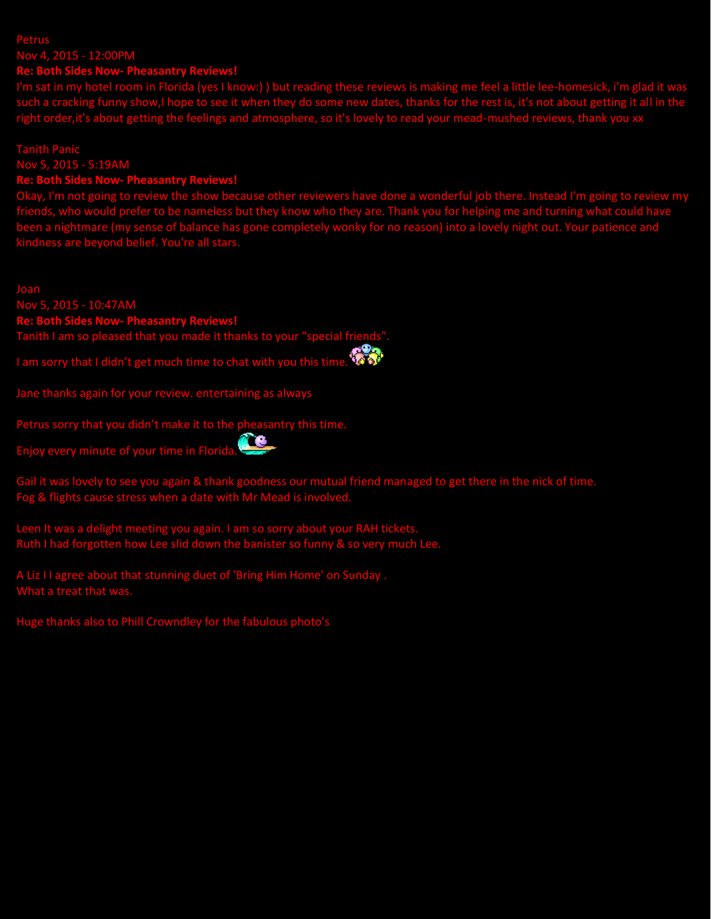Petrus
Nov 4, 2015 - 12:00PM
**Re: Both Sides Now- Pheasantry Reviews!**
I'm sat in my hotel room in Florida (yes I know:) ) but reading these reviews is making me feel a little lee-homesick, i'm glad it was such a cracking funny show,I hope to see it when they do some new dates, thanks for the rest is, it's not about getting it all in the right order,it's about getting the feelings and atmosphere, so it's lovely to read your mead-mushed reviews, thank you xx

Tanith Panic
Nov 5, 2015 - 5:19AM
**Re: Both Sides Now- Pheasantry Reviews!**
Okay, I'm not going to review the show because other reviewers have done a wonderful job there. Instead I'm going to review my friends, who would prefer to be nameless but they know who they are. Thank you for helping me and turning what could have been a nightmare (my sense of balance has gone completely wonky for no reason) into a lovely night out. Your patience and kindness are beyond belief. You're all stars.

Joan
Nov 5, 2015 - 10:47AM
**Re: Both Sides Now- Pheasantry Reviews!**
Tanith I am so pleased that you made it thanks to your "special friends".

I am sorry that I didn't get much time to chat with you this time.

Jane thanks again for your review. entertaining as always

Petrus sorry that you didn't make it to the pheasantry this time.

Enjoy every minute of your time in Florida.

Gail it was lovely to see you again & thank goodness our mutual friend managed to get there in the nick of time.
Fog & flights cause stress when a date with Mr Mead is involved.

Leen It was a delight meeting you again. I am so sorry about your RAH tickets.
Ruth I had forgotten how Lee slid down the banister so funny & so very much Lee.

A Liz I I agree about that stunning duet of 'Bring Him Home' on Sunday .
What a treat that was.

Huge thanks also to Phill Crowndley for the fabulous photo's